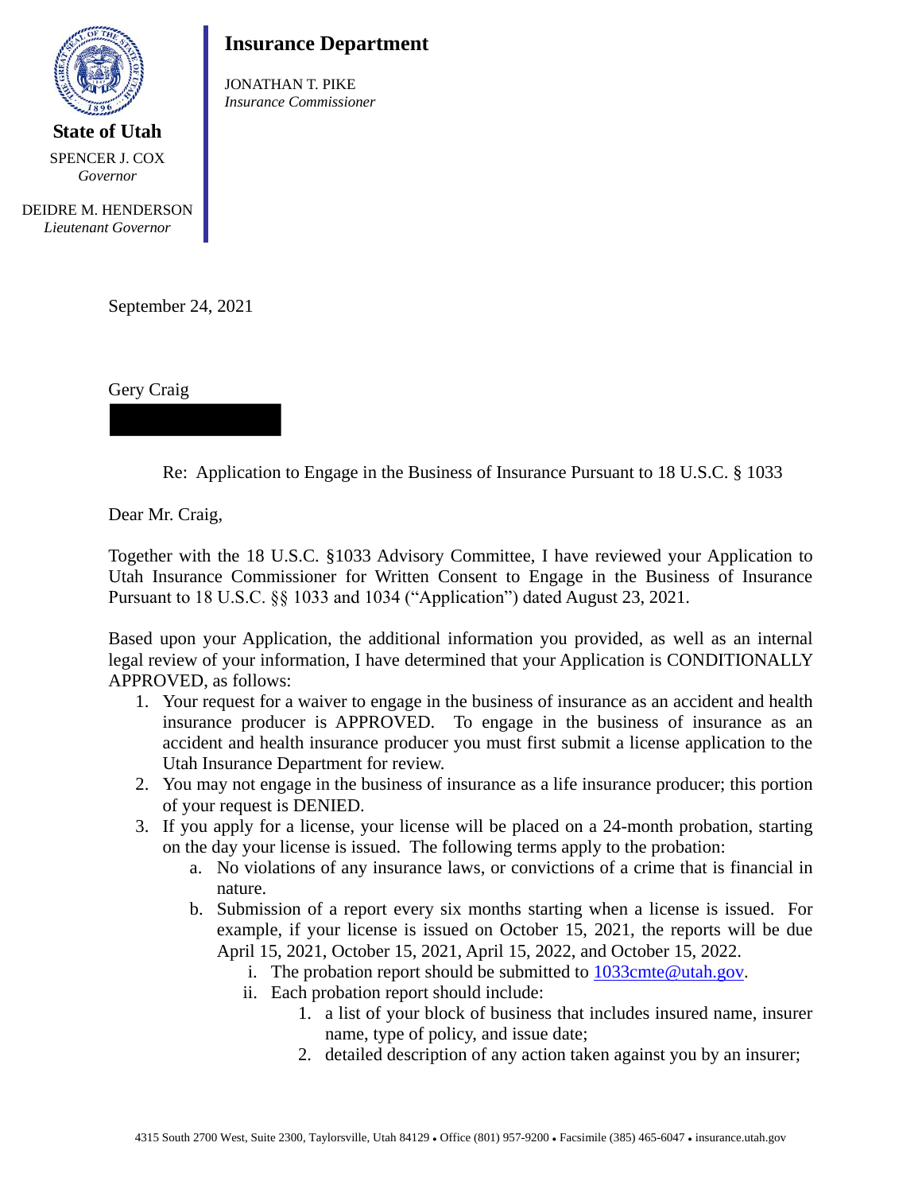**State of Utah**

SPENCER J. COX
*Governor*

DEIDRE M. HENDERSON
*Lieutenant Governor*

**Insurance Department**

JONATHAN T. PIKE
*Insurance Commissioner*

September 24, 2021

Gery Craig

Re: Application to Engage in the Business of Insurance Pursuant to 18 U.S.C. § 1033

Dear Mr. Craig,

Together with the 18 U.S.C. §1033 Advisory Committee, I have reviewed your Application to Utah Insurance Commissioner for Written Consent to Engage in the Business of Insurance Pursuant to 18 U.S.C. §§ 1033 and 1034 ("Application") dated August 23, 2021.

Based upon your Application, the additional information you provided, as well as an internal legal review of your information, I have determined that your Application is CONDITIONALLY APPROVED, as follows:

1. Your request for a waiver to engage in the business of insurance as an accident and health insurance producer is APPROVED. To engage in the business of insurance as an accident and health insurance producer you must first submit a license application to the Utah Insurance Department for review.
2. You may not engage in the business of insurance as a life insurance producer; this portion of your request is DENIED.
3. If you apply for a license, your license will be placed on a 24-month probation, starting on the day your license is issued. The following terms apply to the probation:
   a. No violations of any insurance laws, or convictions of a crime that is financial in nature.
   b. Submission of a report every six months starting when a license is issued. For example, if your license is issued on October 15, 2021, the reports will be due April 15, 2021, October 15, 2021, April 15, 2022, and October 15, 2022.
      i. The probation report should be submitted to 1033cmte@utah.gov.
      ii. Each probation report should include:
         1. a list of your block of business that includes insured name, insurer name, type of policy, and issue date;
         2. detailed description of any action taken against you by an insurer;

4315 South 2700 West, Suite 2300, Taylorsville, Utah 84129 • Office (801) 957-9200 • Facsimile (385) 465-6047 • insurance.utah.gov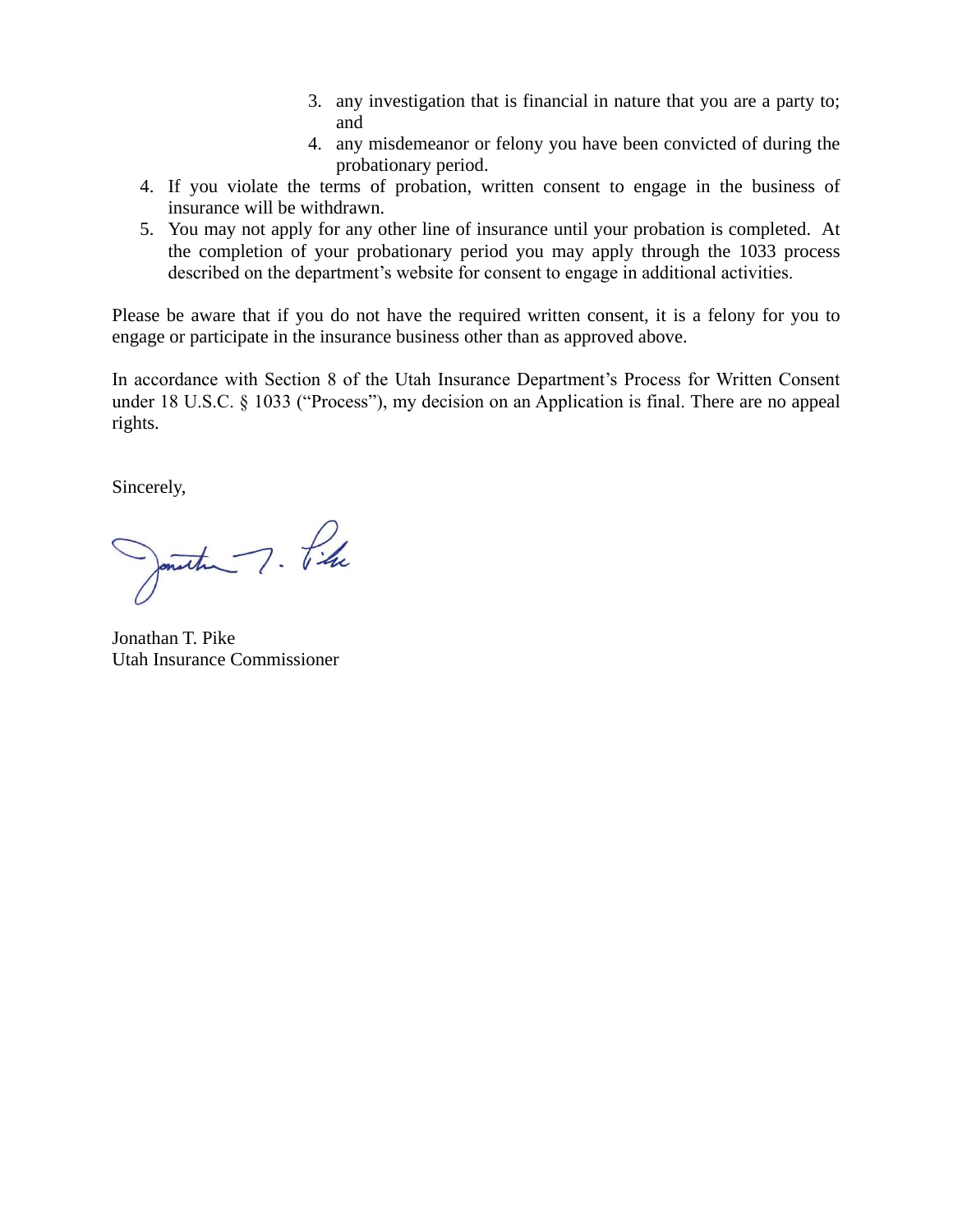3. any investigation that is financial in nature that you are a party to; and
   4. any misdemeanor or felony you have been convicted of during the probationary period.

4. If you violate the terms of probation, written consent to engage in the business of insurance will be withdrawn.
5. You may not apply for any other line of insurance until your probation is completed. At the completion of your probationary period you may apply through the 1033 process described on the department's website for consent to engage in additional activities.

Please be aware that if you do not have the required written consent, it is a felony for you to engage or participate in the insurance business other than as approved above.

In accordance with Section 8 of the Utah Insurance Department's Process for Written Consent under 18 U.S.C. § 1033 ("Process"), my decision on an Application is final. There are no appeal rights.

Sincerely,

Jonathan T. Pike
Utah Insurance Commissioner